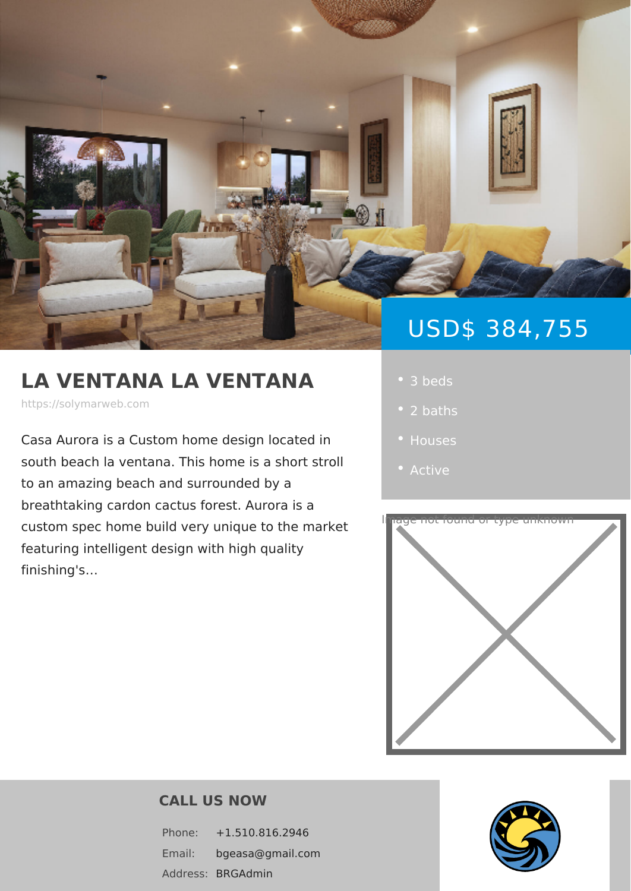USD$ 384,755

# LA VENTANA LA VENTANA

https://solymarweb.com

Casa Aurora is a Custom home design located in south beach la ventana. This home is a short stroll to an amazing beach and surrounded by a breathtaking cardon cactus forest. Aurora is a custom spec home build very unique to the market featuring intelligent design with high quality finishing's...

- 3 beds
- 2 baths
- Houses
- Active

Image not found or type unknown

## CALL US NOW

| | |
|---|---|
| Phone: | +1.510.816.2946 |
| Email: | bgeasa@gmail.com |
| Address: | BRGAdmin |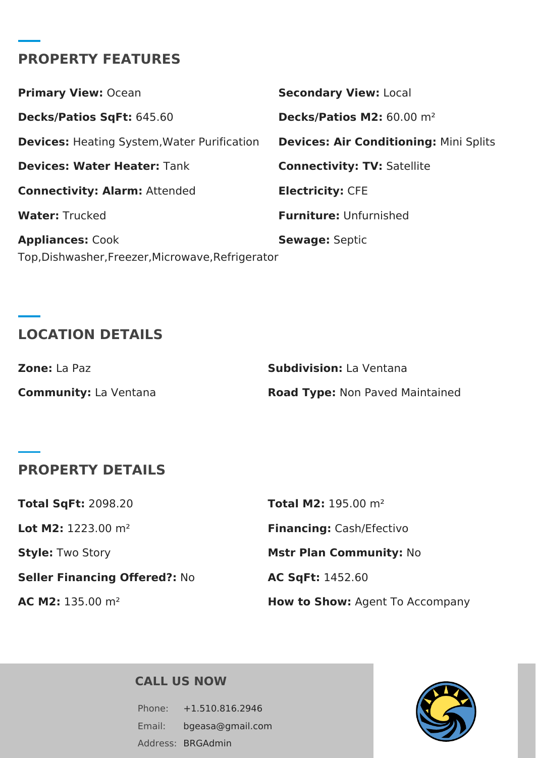## PROPERTY FEATURES

**Primary View:** Ocean

**Secondary View:** Local

**Decks/Patios SqFt:** 645.60

**Decks/Patios M2:** 60.00 m²

**Devices:** Heating System,Water Purification

**Devices: Air Conditioning:** Mini Splits

**Devices: Water Heater:** Tank

**Connectivity: TV:** Satellite

**Connectivity: Alarm:** Attended

**Electricity:** CFE

**Water:** Trucked

**Furniture:** Unfurnished

**Appliances:** Cook Top,Dishwasher,Freezer,Microwave,Refrigerator

**Sewage:** Septic

## LOCATION DETAILS

**Zone:** La Paz

**Subdivision:** La Ventana

**Community:** La Ventana

**Road Type:** Non Paved Maintained

## PROPERTY DETAILS

**Total SqFt:** 2098.20

**Total M2:** 195.00 m²

**Lot M2:** 1223.00 m²

**Financing:** Cash/Efectivo

**Style:** Two Story

**Mstr Plan Community:** No

**Seller Financing Offered?:** No

**AC SqFt:** 1452.60

**AC M2:** 135.00 m²

**How to Show:** Agent To Accompany

### CALL US NOW

Phone: +1.510.816.2946

Email: bgeasa@gmail.com

Address: BRGAdmin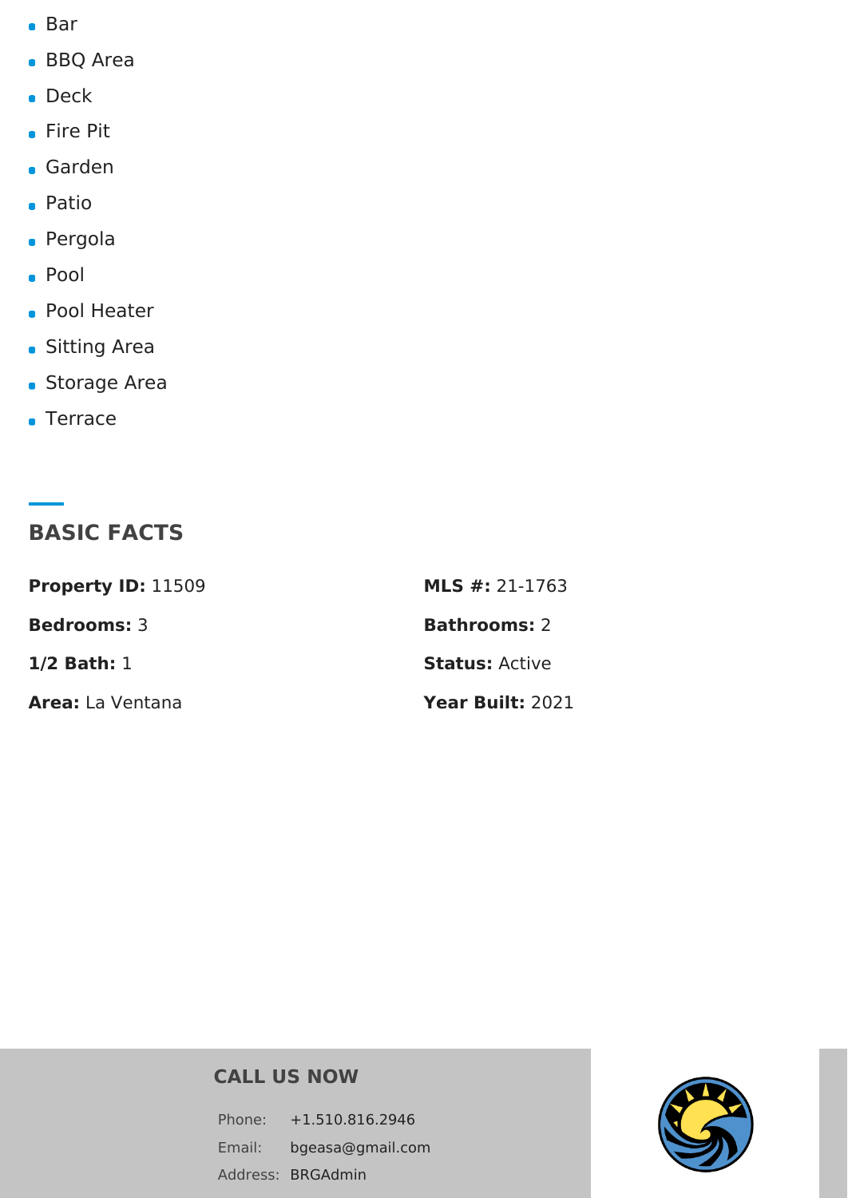- Bar
- BBQ Area
- Deck
- Fire Pit
- Garden
- Patio
- Pergola
- Pool
- Pool Heater
- Sitting Area
- Storage Area
- Terrace

## BASIC FACTS

**Property ID:** 11509

**MLS #:** 21-1763

**Bedrooms:** 3

**Bathrooms:** 2

**1/2 Bath:** 1

**Status:** Active

**Area:** La Ventana

**Year Built:** 2021

### CALL US NOW

| | |
|---|---|
| Phone: | +1.510.816.2946 |
| Email: | bgeasa@gmail.com |
| Address: | BRGAdmin |